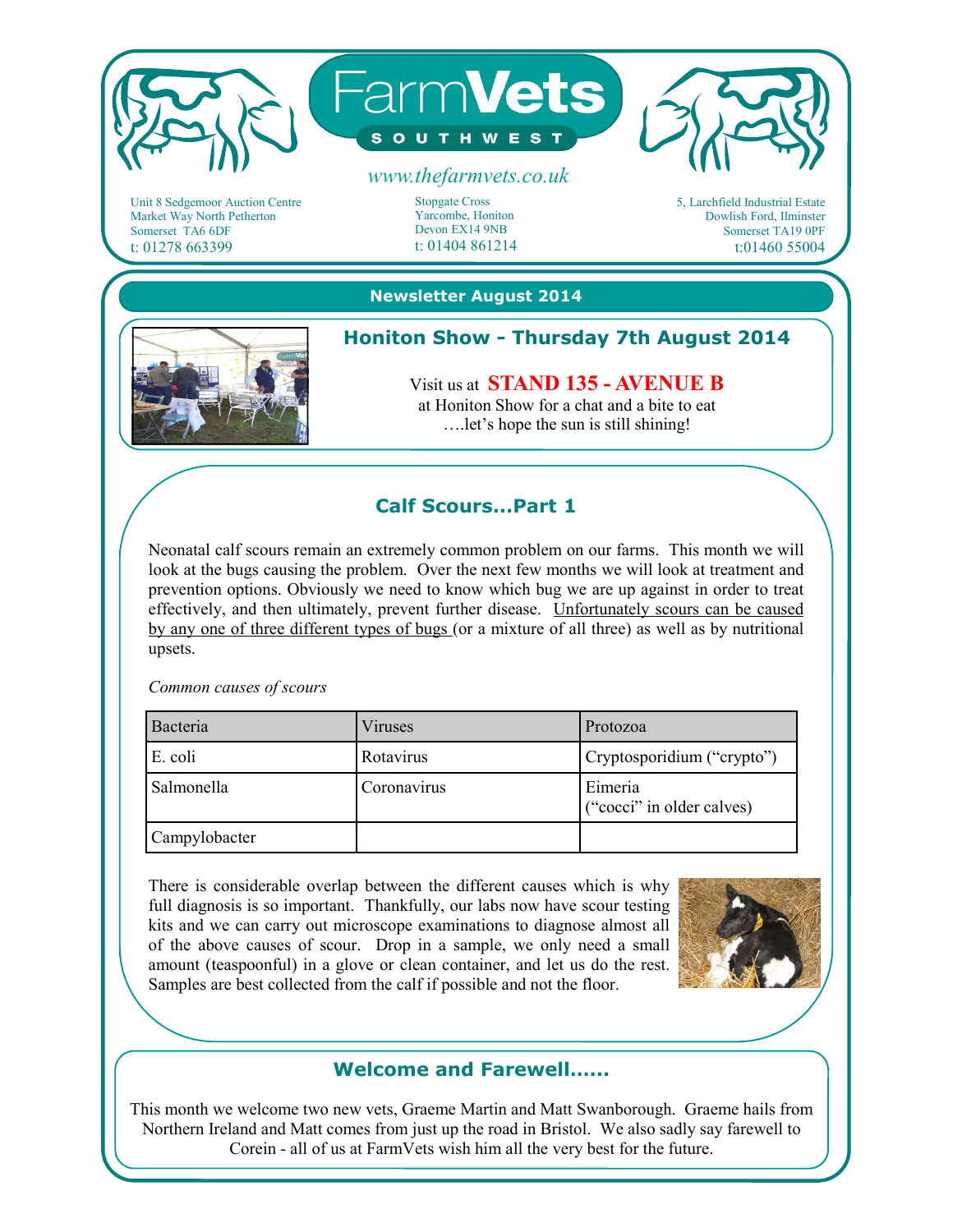# FarmVets

**SOUTHWEST**

www.thefarmvets.co.uk

Unit 8 Sedgemoor Auction Centre
Market Way North Petherton
Somerset TA6 6DF
t: 01278 663399

Stopgate Cross
Yarcombe, Honiton
Devon EX14 9NB
t: 01404 861214

5, Larchfield Industrial Estate
Dowlish Ford, Ilminster
Somerset TA19 0PF
t:01460 55004

## Newsletter August 2014

### Honiton Show - Thursday 7th August 2014

Visit us at **STAND 135 - AVENUE B**
at Honiton Show for a chat and a bite to eat
….let's hope the sun is still shining!

### Calf Scours…Part 1

Neonatal calf scours remain an extremely common problem on our farms. This month we will look at the bugs causing the problem. Over the next few months we will look at treatment and prevention options. Obviously we need to know which bug we are up against in order to treat effectively, and then ultimately, prevent further disease. Unfortunately scours can be caused by any one of three different types of bugs (or a mixture of all three) as well as by nutritional upsets.

*Common causes of scours*

| Bacteria | Viruses | Protozoa |
|---|---|---|
| E. coli | Rotavirus | Cryptosporidium ("crypto") |
| Salmonella | Coronavirus | Eimeria ("cocci" in older calves) |
| Campylobacter | | |

There is considerable overlap between the different causes which is why full diagnosis is so important. Thankfully, our labs now have scour testing kits and we can carry out microscope examinations to diagnose almost all of the above causes of scour. Drop in a sample, we only need a small amount (teaspoonful) in a glove or clean container, and let us do the rest. Samples are best collected from the calf if possible and not the floor.

### Welcome and Farewell……

This month we welcome two new vets, Graeme Martin and Matt Swanborough. Graeme hails from Northern Ireland and Matt comes from just up the road in Bristol. We also sadly say farewell to Corein - all of us at FarmVets wish him all the very best for the future.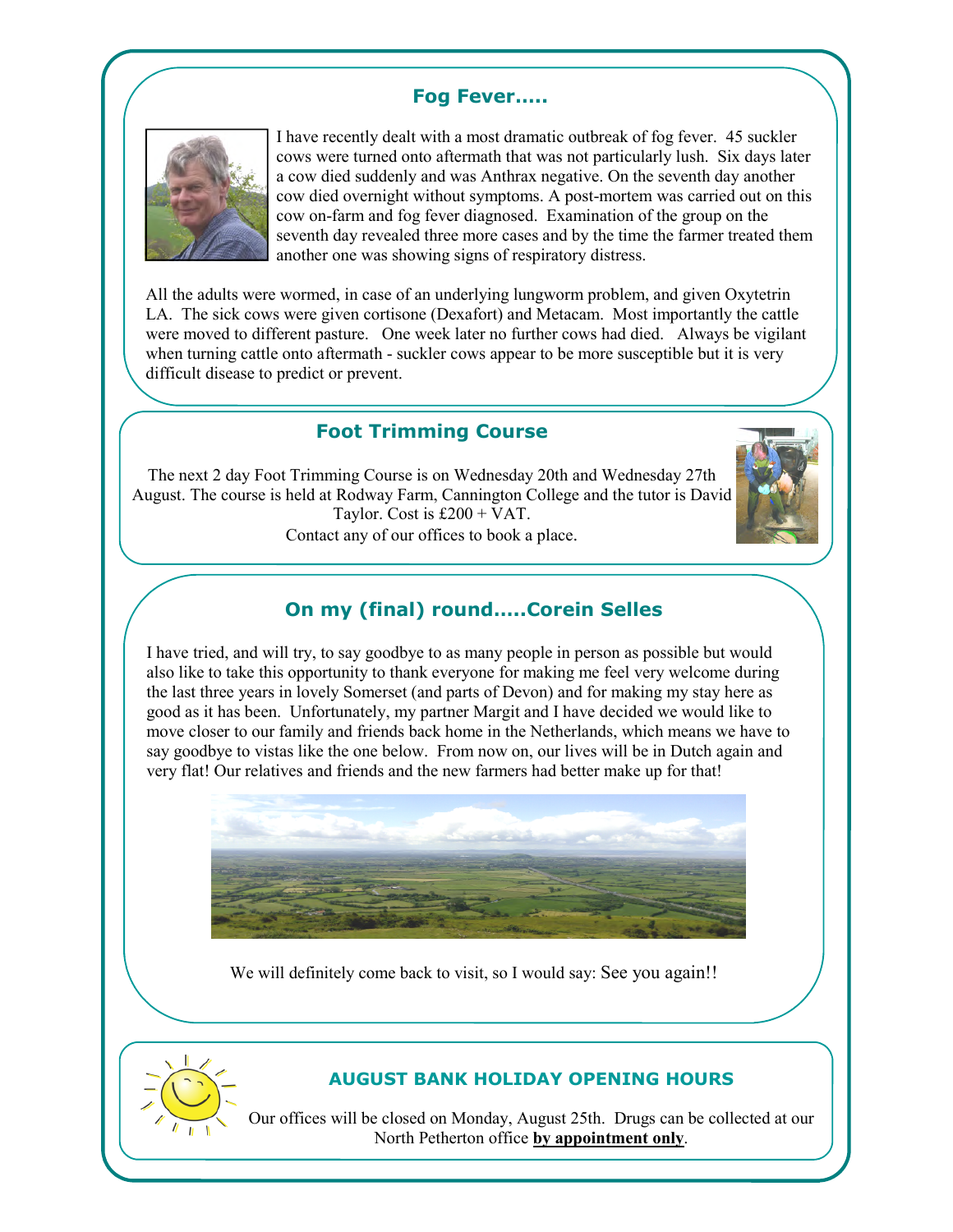## Fog Fever.....

I have recently dealt with a most dramatic outbreak of fog fever. 45 suckler cows were turned onto aftermath that was not particularly lush. Six days later a cow died suddenly and was Anthrax negative. On the seventh day another cow died overnight without symptoms. A post-mortem was carried out on this cow on-farm and fog fever diagnosed. Examination of the group on the seventh day revealed three more cases and by the time the farmer treated them another one was showing signs of respiratory distress.

All the adults were wormed, in case of an underlying lungworm problem, and given Oxytetrin LA. The sick cows were given cortisone (Dexafort) and Metacam. Most importantly the cattle were moved to different pasture. One week later no further cows had died. Always be vigilant when turning cattle onto aftermath - suckler cows appear to be more susceptible but it is very difficult disease to predict or prevent.

## Foot Trimming Course

The next 2 day Foot Trimming Course is on Wednesday 20th and Wednesday 27th August. The course is held at Rodway Farm, Cannington College and the tutor is David Taylor. Cost is £200 + VAT.

Contact any of our offices to book a place.

## On my (final) round.....Corein Selles

I have tried, and will try, to say goodbye to as many people in person as possible but would also like to take this opportunity to thank everyone for making me feel very welcome during the last three years in lovely Somerset (and parts of Devon) and for making my stay here as good as it has been. Unfortunately, my partner Margit and I have decided we would like to move closer to our family and friends back home in the Netherlands, which means we have to say goodbye to vistas like the one below. From now on, our lives will be in Dutch again and very flat! Our relatives and friends and the new farmers had better make up for that!

We will definitely come back to visit, so I would say: See you again!!

## AUGUST BANK HOLIDAY OPENING HOURS

Our offices will be closed on Monday, August 25th. Drugs can be collected at our North Petherton office **by appointment only**.